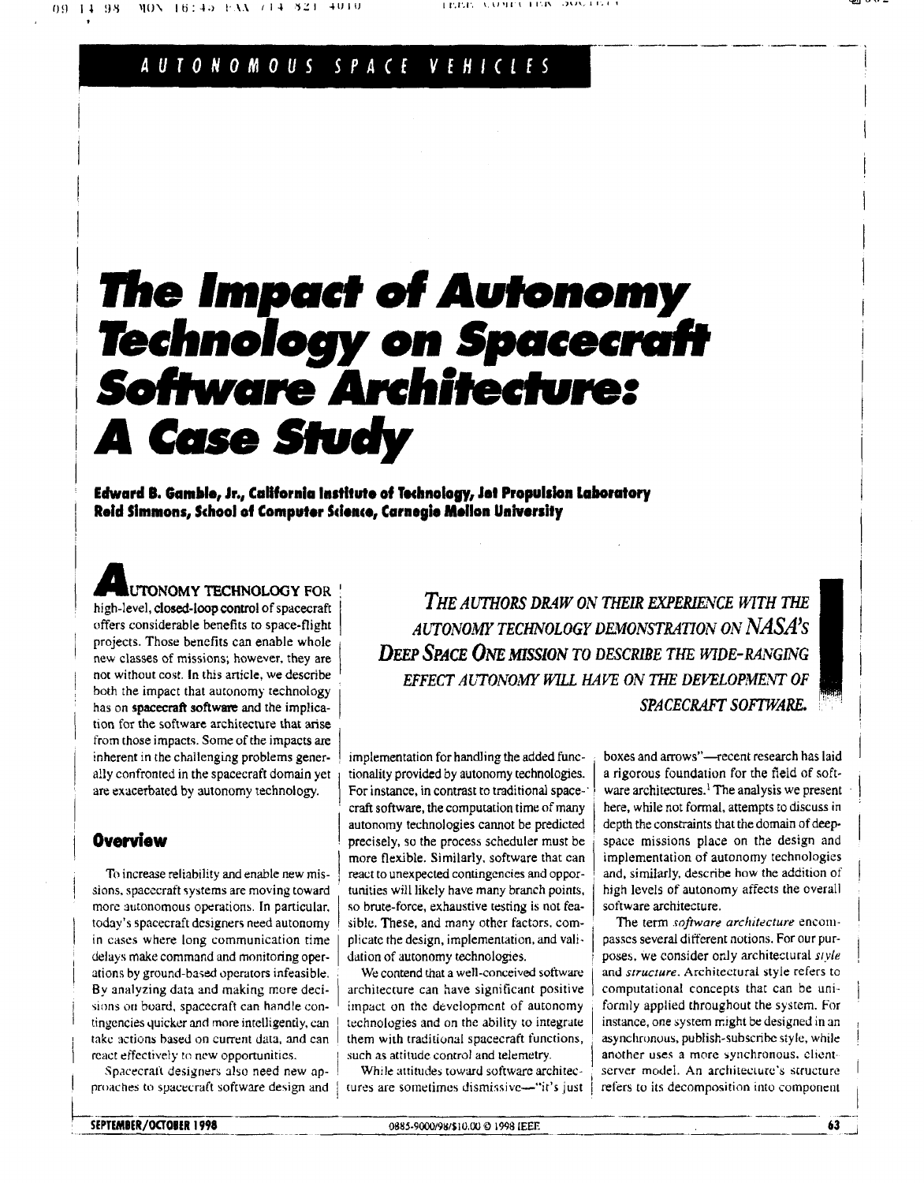# The Impact of Autonomy Technology on Spacecraft Software Architecture: A Case Study

**Edward B. Gamble, Jr., California Institute of Technology, Jet Propulsion Laboratory**
**Reid Simmons, School of Computer Science, Carnegie Mellon University**

*THE AUTHORS DRAW ON THEIR EXPERIENCE WITH THE AUTONOMY TECHNOLOGY DEMONSTRATION ON NASA'S DEEP SPACE ONE MISSION TO DESCRIBE THE WIDE-RANGING EFFECT AUTONOMY WILL HAVE ON THE DEVELOPMENT OF SPACECRAFT SOFTWARE.*

AUTONOMY TECHNOLOGY FOR high-level, closed-loop control of spacecraft offers considerable benefits to space-flight projects. Those benefits can enable whole new classes of missions; however, they are not without cost. In this article, we describe both the impact that autonomy technology has on spacecraft software and the implication for the software architecture that arise from those impacts. Some of the impacts are inherent in the challenging problems generally confronted in the spacecraft domain yet are exacerbated by autonomy technology.

## Overview

To increase reliability and enable new missions, spacecraft systems are moving toward more autonomous operations. In particular, today's spacecraft designers need autonomy in cases where long communication time delays make command and monitoring operations by ground-based operators infeasible. By analyzing data and making more decisions on board, spacecraft can handle contingencies quicker and more intelligently, can take actions based on current data, and can react effectively to new opportunities.

Spacecraft designers also need new approaches to spacecraft software design and implementation for handling the added functionality provided by autonomy technologies. For instance, in contrast to traditional spacecraft software, the computation time of many autonomy technologies cannot be predicted precisely, so the process scheduler must be more flexible. Similarly, software that can react to unexpected contingencies and opportunities will likely have many branch points, so brute-force, exhaustive testing is not feasible. These, and many other factors, complicate the design, implementation, and validation of autonomy technologies.

We contend that a well-conceived software architecture can have significant positive impact on the development of autonomy technologies and on the ability to integrate them with traditional spacecraft functions, such as attitude control and telemetry.

While attitudes toward software architectures are sometimes dismissive—"it's just boxes and arrows"—recent research has laid a rigorous foundation for the field of software architectures.[1] The analysis we present here, while not formal, attempts to discuss in depth the constraints that the domain of deep-space missions place on the design and implementation of autonomy technologies and, similarly, describe how the addition of high levels of autonomy affects the overall software architecture.

The term *software architecture* encompasses several different notions. For our purposes, we consider only architectural *style* and *structure*. Architectural style refers to computational concepts that can be uniformly applied throughout the system. For instance, one system might be designed in an asynchronous, publish-subscribe style, while another uses a more synchronous, client-server model. An architecture's structure refers to its decomposition into component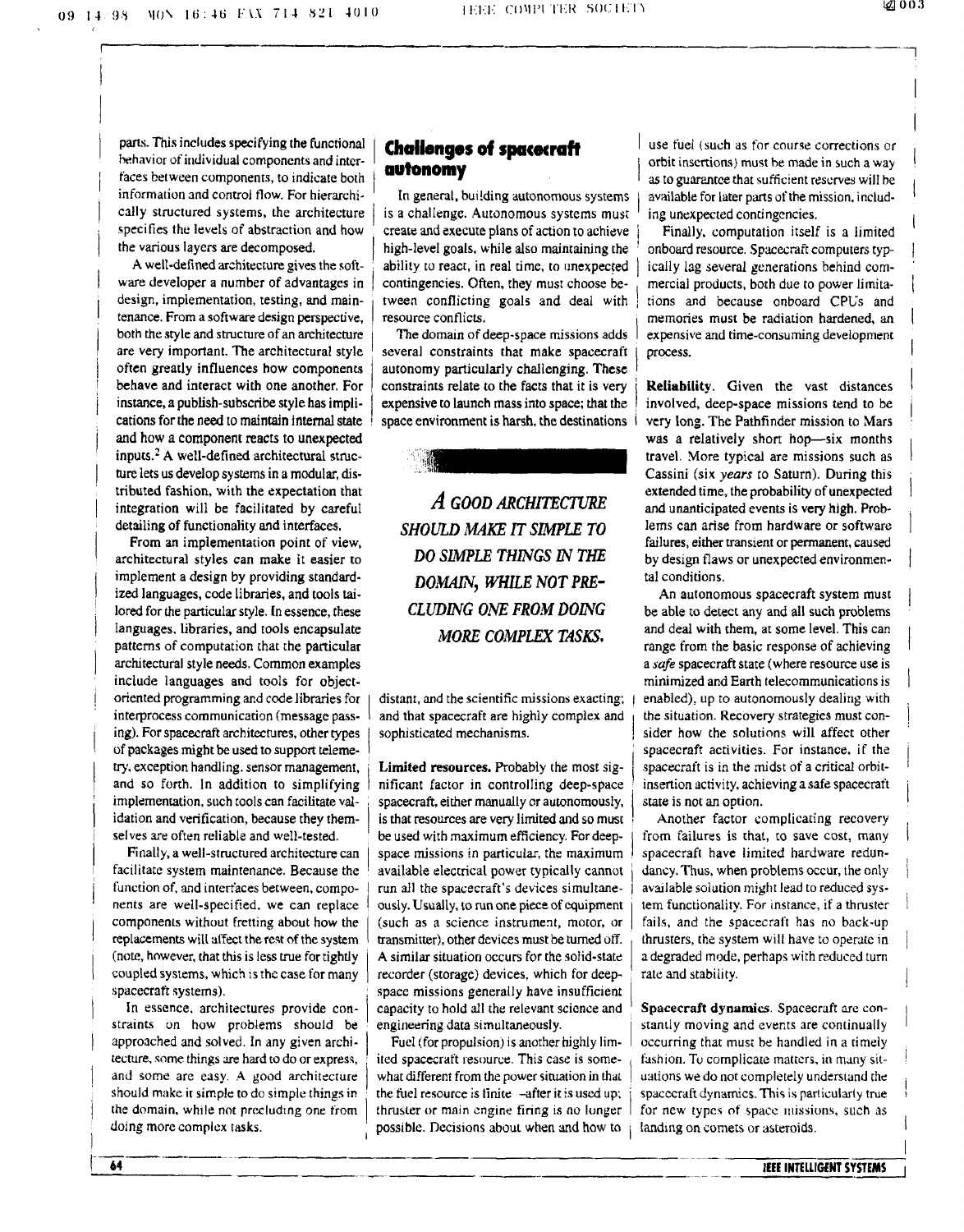parts. This includes specifying the functional behavior of individual components and interfaces between components, to indicate both information and control flow. For hierarchically structured systems, the architecture specifies the levels of abstraction and how the various layers are decomposed.

A well-defined architecture gives the software developer a number of advantages in design, implementation, testing, and maintenance. From a software design perspective, both the style and structure of an architecture are very important. The architectural style often greatly influences how components behave and interact with one another. For instance, a publish-subscribe style has implications for the need to maintain internal state and how a component reacts to unexpected inputs.[2] A well-defined architectural structure lets us develop systems in a modular, distributed fashion, with the expectation that integration will be facilitated by careful detailing of functionality and interfaces.

From an implementation point of view, architectural styles can make it easier to implement a design by providing standardized languages, code libraries, and tools tailored for the particular style. In essence, these languages, libraries, and tools encapsulate patterns of computation that the particular architectural style needs. Common examples include languages and tools for object-oriented programming and code libraries for interprocess communication (message passing). For spacecraft architectures, other types of packages might be used to support telemetry, exception handling, sensor management, and so forth. In addition to simplifying implementation, such tools can facilitate validation and verification, because they themselves are often reliable and well-tested.

Finally, a well-structured architecture can facilitate system maintenance. Because the function of, and interfaces between, components are well-specified, we can replace components without fretting about how the replacements will affect the rest of the system (note, however, that this is less true for tightly coupled systems, which is the case for many spacecraft systems).

In essence, architectures provide constraints on how problems should be approached and solved. In any given architecture, some things are hard to do or express, and some are easy. A good architecture should make it simple to do simple things in the domain, while not precluding one from doing more complex tasks.

## Challenges of spacecraft autonomy

In general, building autonomous systems is a challenge. Autonomous systems must create and execute plans of action to achieve high-level goals, while also maintaining the ability to react, in real time, to unexpected contingencies. Often, they must choose between conflicting goals and deal with resource conflicts.

The domain of deep-space missions adds several constraints that make spacecraft autonomy particularly challenging. These constraints relate to the facts that it is very expensive to launch mass into space; that the space environment is harsh, the destinations distant, and the scientific missions exacting; and that spacecraft are highly complex and sophisticated mechanisms.

> *A GOOD ARCHITECTURE SHOULD MAKE IT SIMPLE TO DO SIMPLE THINGS IN THE DOMAIN, WHILE NOT PRECLUDING ONE FROM DOING MORE COMPLEX TASKS.*

**Limited resources.** Probably the most significant factor in controlling deep-space spacecraft, either manually or autonomously, is that resources are very limited and so must be used with maximum efficiency. For deep-space missions in particular, the maximum available electrical power typically cannot run all the spacecraft's devices simultaneously. Usually, to run one piece of equipment (such as a science instrument, motor, or transmitter), other devices must be turned off. A similar situation occurs for the solid-state recorder (storage) devices, which for deep-space missions generally have insufficient capacity to hold all the relevant science and engineering data simultaneously.

Fuel (for propulsion) is another highly limited spacecraft resource. This case is somewhat different from the power situation in that the fuel resource is finite —after it is used up, thruster or main engine firing is no longer possible. Decisions about when and how to use fuel (such as for course corrections or orbit insertions) must be made in such a way as to guarantee that sufficient reserves will be available for later parts of the mission, including unexpected contingencies.

Finally, computation itself is a limited onboard resource. Spacecraft computers typically lag several generations behind commercial products, both due to power limitations and because onboard CPUs and memories must be radiation hardened, an expensive and time-consuming development process.

**Reliability.** Given the vast distances involved, deep-space missions tend to be very long. The Pathfinder mission to Mars was a relatively short hop—six months travel. More typical are missions such as Cassini (six *years* to Saturn). During this extended time, the probability of unexpected and unanticipated events is very high. Problems can arise from hardware or software failures, either transient or permanent, caused by design flaws or unexpected environmental conditions.

An autonomous spacecraft system must be able to detect any and all such problems and deal with them, at some level. This can range from the basic response of achieving a *safe* spacecraft state (where resource use is minimized and Earth telecommunications is enabled), up to autonomously dealing with the situation. Recovery strategies must consider how the solutions will affect other spacecraft activities. For instance, if the spacecraft is in the midst of a critical orbit-insertion activity, achieving a safe spacecraft state is not an option.

Another factor complicating recovery from failures is that, to save cost, many spacecraft have limited hardware redundancy. Thus, when problems occur, the only available solution might lead to reduced system functionality. For instance, if a thruster fails, and the spacecraft has no back-up thrusters, the system will have to operate in a degraded mode, perhaps with reduced turn rate and stability.

**Spacecraft dynamics.** Spacecraft are constantly moving and events are continually occurring that must be handled in a timely fashion. To complicate matters, in many situations we do not completely understand the spacecraft dynamics. This is particularly true for new types of space missions, such as landing on comets or asteroids.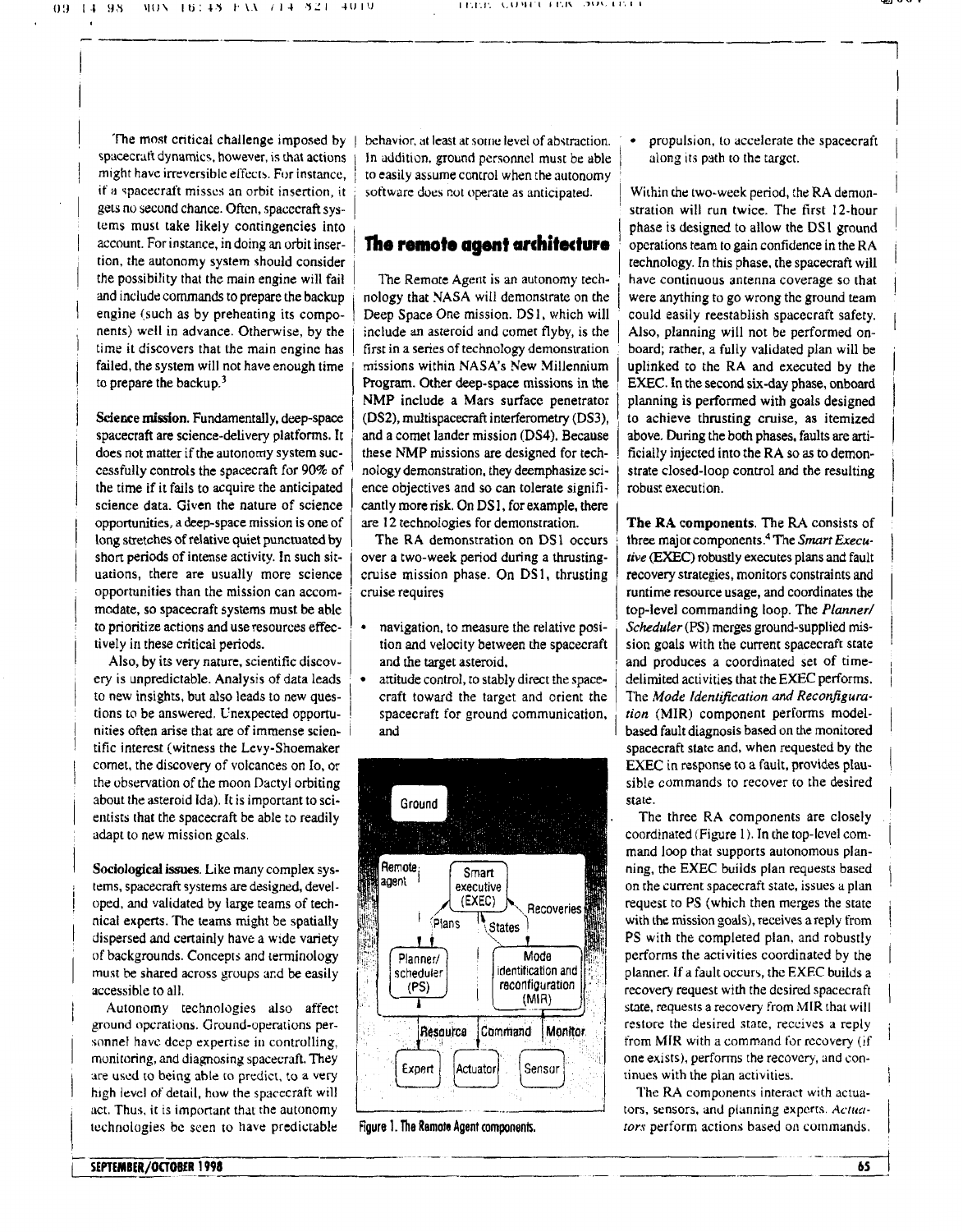The most critical challenge imposed by spacecraft dynamics, however, is that actions might have irreversible effects. For instance, if a spacecraft misses an orbit insertion, it gets no second chance. Often, spacecraft systems must take likely contingencies into account. For instance, in doing an orbit insertion, the autonomy system should consider the possibility that the main engine will fail and include commands to prepare the backup engine (such as by preheating its components) well in advance. Otherwise, by the time it discovers that the main engine has failed, the system will not have enough time to prepare the backup.[3]

**Science mission.** Fundamentally, deep-space spacecraft are science-delivery platforms. It does not matter if the autonomy system successfully controls the spacecraft for 90% of the time if it fails to acquire the anticipated science data. Given the nature of science opportunities, a deep-space mission is one of long stretches of relative quiet punctuated by short periods of intense activity. In such situations, there are usually more science opportunities than the mission can accommodate, so spacecraft systems must be able to prioritize actions and use resources effectively in these critical periods.

Also, by its very nature, scientific discovery is unpredictable. Analysis of data leads to new insights, but also leads to new questions to be answered. Unexpected opportunities often arise that are of immense scientific interest (witness the Levy-Shoemaker comet, the discovery of volcanoes on Io, or the observation of the moon Dactyl orbiting about the asteroid Ida). It is important to scientists that the spacecraft be able to readily adapt to new mission goals.

**Sociological issues.** Like many complex systems, spacecraft systems are designed, developed, and validated by large teams of technical experts. The teams might be spatially dispersed and certainly have a wide variety of backgrounds. Concepts and terminology must be shared across groups and be easily accessible to all.

Autonomy technologies also affect ground operations. Ground-operations personnel have deep expertise in controlling, monitoring, and diagnosing spacecraft. They are used to being able to predict, to a very high level of detail, how the spacecraft will act. Thus, it is important that the autonomy technologies be seen to have predictable behavior, at least at some level of abstraction. In addition, ground personnel must be able to easily assume control when the autonomy software does not operate as anticipated.

## The remote agent architecture

The Remote Agent is an autonomy technology that NASA will demonstrate on the Deep Space One mission. DS1, which will include an asteroid and comet flyby, is the first in a series of technology demonstration missions within NASA's New Millennium Program. Other deep-space missions in the NMP include a Mars surface penetrator (DS2), multispacecraft interferometry (DS3), and a comet lander mission (DS4). Because these NMP missions are designed for technology demonstration, they deemphasize science objectives and so can tolerate significantly more risk. On DS1, for example, there are 12 technologies for demonstration.

The RA demonstration on DS1 occurs over a two-week period during a thrusting-cruise mission phase. On DS1, thrusting cruise requires

- navigation, to measure the relative position and velocity between the spacecraft and the target asteroid,
- attitude control, to stably direct the spacecraft toward the target and orient the spacecraft for ground communication, and
- propulsion, to accelerate the spacecraft along its path to the target.

Ground

Remote agent

Smart executive (EXEC)

Plans

States

Recoveries

Planner/ scheduler (PS)

Mode identification and reconfiguration (MIR)

Resource

Command

Monitor

Expert

Actuator

Sensor

Figure 1. The Remote Agent components.

Within the two-week period, the RA demonstration will run twice. The first 12-hour phase is designed to allow the DS1 ground operations team to gain confidence in the RA technology. In this phase, the spacecraft will have continuous antenna coverage so that were anything to go wrong the ground team could easily reestablish spacecraft safety. Also, planning will not be performed onboard; rather, a fully validated plan will be uplinked to the RA and executed by the EXEC. In the second six-day phase, onboard planning is performed with goals designed to achieve thrusting cruise, as itemized above. During the both phases, faults are artificially injected into the RA so as to demonstrate closed-loop control and the resulting robust execution.

**The RA components.** The RA consists of three major components.[4] The *Smart Executive* (EXEC) robustly executes plans and fault recovery strategies, monitors constraints and runtime resource usage, and coordinates the top-level commanding loop. The *Planner/Scheduler* (PS) merges ground-supplied mission goals with the current spacecraft state and produces a coordinated set of time-delimited activities that the EXEC performs. The *Mode Identification and Reconfiguration* (MIR) component performs model-based fault diagnosis based on the monitored spacecraft state and, when requested by the EXEC in response to a fault, provides plausible commands to recover to the desired state.

The three RA components are closely coordinated (Figure 1). In the top-level command loop that supports autonomous planning, the EXEC builds plan requests based on the current spacecraft state, issues a plan request to PS (which then merges the state with the mission goals), receives a reply from PS with the completed plan, and robustly performs the activities coordinated by the planner. If a fault occurs, the EXEC builds a recovery request with the desired spacecraft state, requests a recovery from MIR that will restore the desired state, receives a reply from MIR with a command for recovery (if one exists), performs the recovery, and continues with the plan activities.

The RA components interact with actuators, sensors, and planning experts. *Actuators* perform actions based on commands.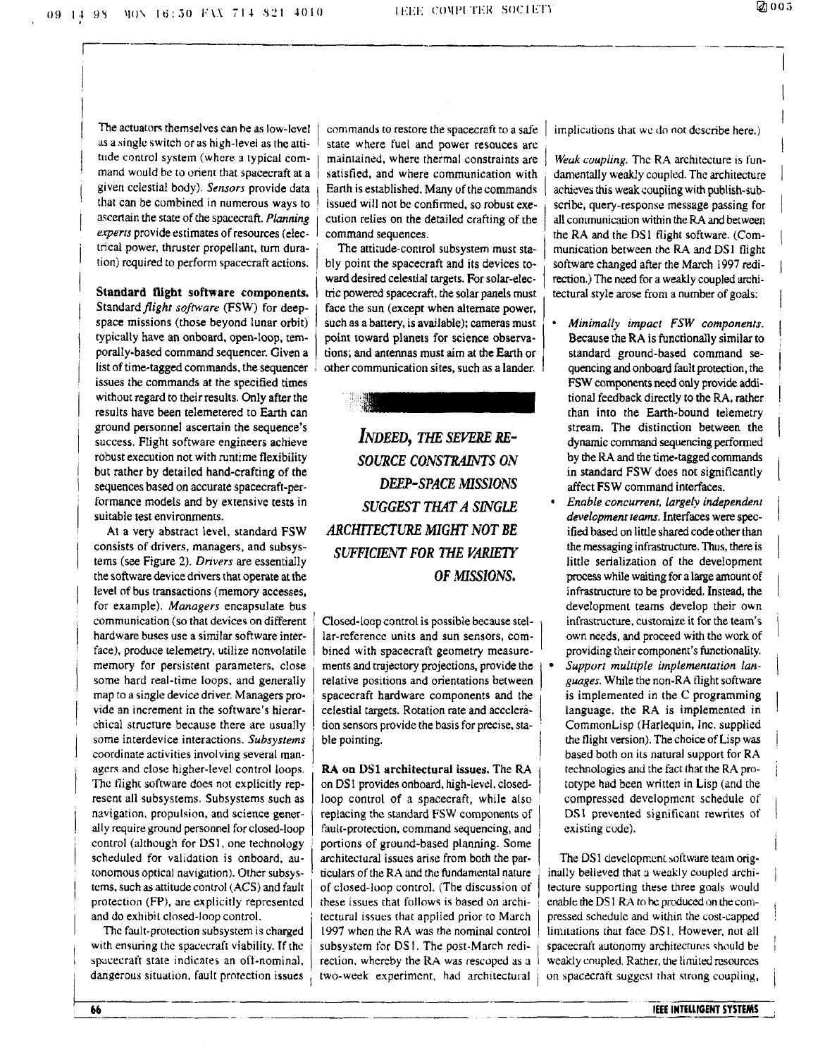The actuators themselves can be as low-level as a single switch or as high-level as the attitude control system (where a typical command would be to orient that spacecraft at a given celestial body). *Sensors* provide data that can be combined in numerous ways to ascertain the state of the spacecraft. *Planning experts* provide estimates of resources (electrical power, thruster propellant, turn duration) required to perform spacecraft actions.

**Standard flight software components.** Standard *flight software* (FSW) for deep-space missions (those beyond lunar orbit) typically have an onboard, open-loop, temporally-based command sequencer. Given a list of time-tagged commands, the sequencer issues the commands at the specified times without regard to their results. Only after the results have been telemetered to Earth can ground personnel ascertain the sequence's success. Flight software engineers achieve robust execution not with runtime flexibility but rather by detailed hand-crafting of the sequences based on accurate spacecraft-performance models and by extensive tests in suitable test environments.

At a very abstract level, standard FSW consists of drivers, managers, and subsystems (see Figure 2). *Drivers* are essentially the software device drivers that operate at the level of bus transactions (memory accesses, for example). *Managers* encapsulate bus communication (so that devices on different hardware buses use a similar software interface), produce telemetry, utilize nonvolatile memory for persistent parameters, close some hard real-time loops, and generally map to a single device driver. Managers provide an increment in the software's hierarchical structure because there are usually some interdevice interactions. *Subsystems* coordinate activities involving several managers and close higher-level control loops. The flight software does not explicitly represent all subsystems. Subsystems such as navigation, propulsion, and science generally require ground personnel for closed-loop control (although for DS1, one technology scheduled for validation is onboard, autonomous optical navigation). Other subsystems, such as attitude control (ACS) and fault protection (FP), are explicitly represented and do exhibit closed-loop control.

The fault-protection subsystem is charged with ensuring the spacecraft viability. If the spacecraft state indicates an off-nominal, dangerous situation, fault protection issues commands to restore the spacecraft to a safe state where fuel and power resouces are maintained, where thermal constraints are satisfied, and where communication with Earth is established. Many of the commands issued will not be confirmed, so robust execution relies on the detailed crafting of the command sequences.

The attitude-control subsystem must stably point the spacecraft and its devices toward desired celestial targets. For solar-electric powered spacecraft, the solar panels must face the sun (except when alternate power, such as a battery, is available); cameras must point toward planets for science observations; and antennas must aim at the Earth or other communication sites, such as a lander.

> ***INDEED, THE SEVERE RESOURCE CONSTRAINTS ON DEEP-SPACE MISSIONS SUGGEST THAT A SINGLE ARCHITECTURE MIGHT NOT BE SUFFICIENT FOR THE VARIETY OF MISSIONS.***

Closed-loop control is possible because stellar-reference units and sun sensors, combined with spacecraft geometry measurements and trajectory projections, provide the relative positions and orientations between spacecraft hardware components and the celestial targets. Rotation rate and acceleration sensors provide the basis for precise, stable pointing.

**RA on DS1 architectural issues.** The RA on DS1 provides onboard, high-level, closed-loop control of a spacecraft, while also replacing the standard FSW components of fault-protection, command sequencing, and portions of ground-based planning. Some architectural issues arise from both the particulars of the RA and the fundamental nature of closed-loop control. (The discussion of these issues that follows is based on architectural issues that applied prior to March 1997 when the RA was the nominal control subsystem for DS1. The post-March redirection, whereby the RA was rescoped as a two-week experiment, had architectural implications that we do not describe here.)

*Weak coupling.* The RA architecture is fundamentally weakly coupled. The architecture achieves this weak coupling with publish-subscribe, query-response message passing for all communication within the RA and between the RA and the DS1 flight software. (Communication between the RA and DS1 flight software changed after the March 1997 redirection.) The need for a weakly coupled architectural style arose from a number of goals:

- *Minimally impact FSW components.* Because the RA is functionally similar to standard ground-based command sequencing and onboard fault protection, the FSW components need only provide additional feedback directly to the RA, rather than into the Earth-bound telemetry stream. The distinction between the dynamic command sequencing performed by the RA and the time-tagged commands in standard FSW does not significantly affect FSW command interfaces.
- *Enable concurrent, largely independent development teams.* Interfaces were specified based on little shared code other than the messaging infrastructure. Thus, there is little serialization of the development process while waiting for a large amount of infrastructure to be provided. Instead, the development teams develop their own infrastructure, customize it for the team's own needs, and proceed with the work of providing their component's functionality.
- *Support multiple implementation languages.* While the non-RA flight software is implemented in the C programming language, the RA is implemented in CommonLisp (Harlequin, Inc. supplied the flight version). The choice of Lisp was based both on its natural support for RA technologies and the fact that the RA prototype had been written in Lisp (and the compressed development schedule of DS1 prevented significant rewrites of existing code).

The DS1 development software team originally believed that a weakly coupled architecture supporting these three goals would enable the DS1 RA to be produced on the compressed schedule and within the cost-capped limitations that face DS1. However, not all spacecraft autonomy architectures should be weakly coupled. Rather, the limited resources on spacecraft suggest that strong coupling,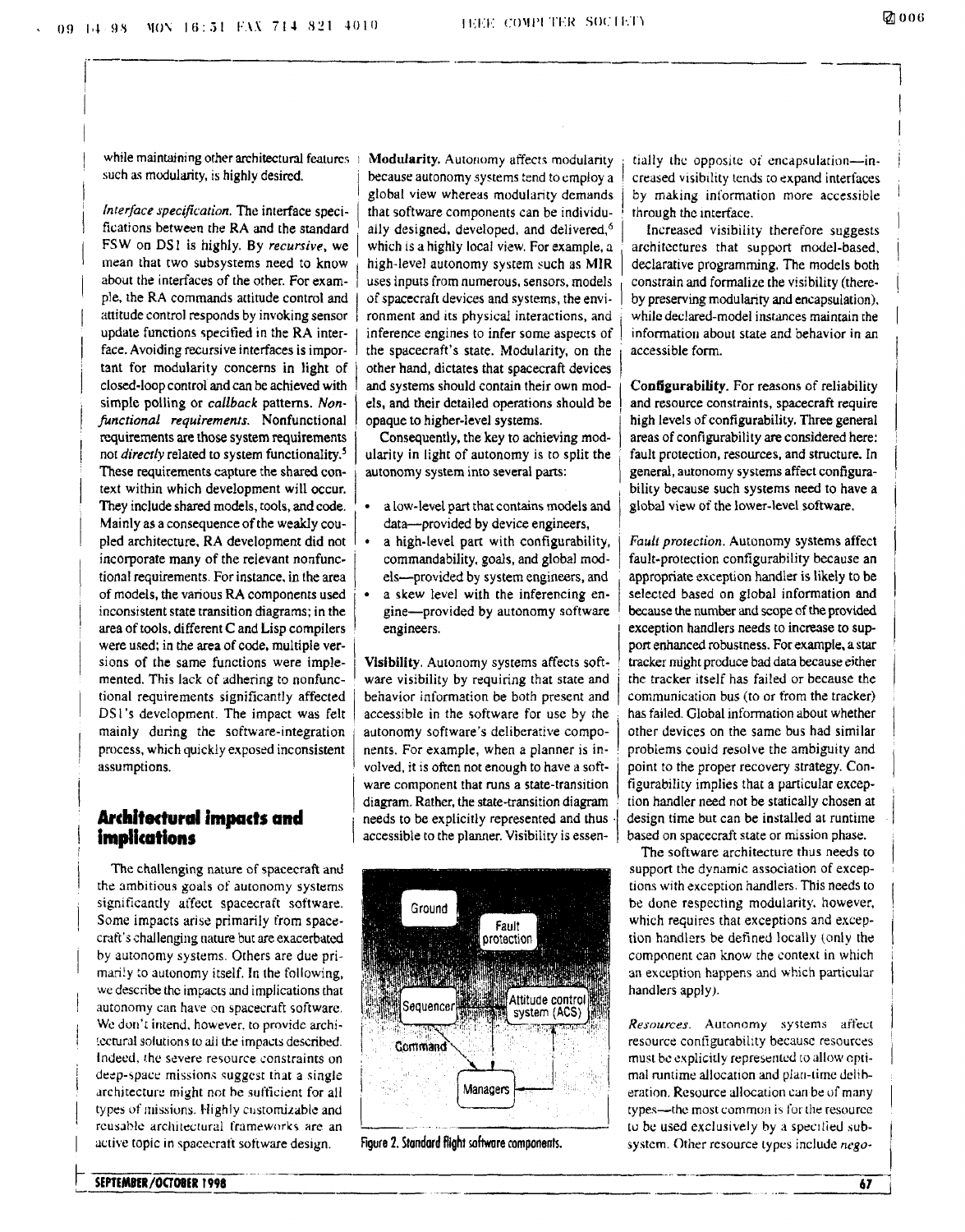while maintaining other architectural features such as modularity, is highly desired.

*Interface specification.* The interface specifications between the RA and the standard FSW on DS1 is highly. By *recursive*, we mean that two subsystems need to know about the interfaces of the other. For example, the RA commands attitude control and attitude control responds by invoking sensor update functions specified in the RA interface. Avoiding recursive interfaces is important for modularity concerns in light of closed-loop control and can be achieved with simple polling or *callback* patterns. *Nonfunctional requirements.* Nonfunctional requirements are those system requirements not *directly* related to system functionality.[5] These requirements capture the shared context within which development will occur. They include shared models, tools, and code. Mainly as a consequence of the weakly coupled architecture, RA development did not incorporate many of the relevant nonfunctional requirements. For instance, in the area of models, the various RA components used inconsistent state transition diagrams; in the area of tools, different C and Lisp compilers were used; in the area of code, multiple versions of the same functions were implemented. This lack of adhering to nonfunctional requirements significantly affected DS1's development. The impact was felt mainly during the software-integration process, which quickly exposed inconsistent assumptions.

## Architectural impacts and implications

The challenging nature of spacecraft and the ambitious goals of autonomy systems significantly affect spacecraft software. Some impacts arise primarily from spacecraft's challenging nature but are exacerbated by autonomy systems. Others are due primarily to autonomy itself. In the following, we describe the impacts and implications that autonomy can have on spacecraft software. We don't intend, however, to provide architectural solutions to all the impacts described. Indeed, the severe resource constraints on deep-space missions suggest that a single architecture might not be sufficient for all types of missions. Highly customizable and reusable architectural frameworks are an active topic in spacecraft software design.

**Modularity.** Autonomy affects modularity because autonomy systems tend to employ a global view whereas modularity demands that software components can be individually designed, developed, and delivered,[6] which is a highly local view. For example, a high-level autonomy system such as MIR uses inputs from numerous, sensors, models of spacecraft devices and systems, the environment and its physical interactions, and inference engines to infer some aspects of the spacecraft's state. Modularity, on the other hand, dictates that spacecraft devices and systems should contain their own models, and their detailed operations should be opaque to higher-level systems.

Consequently, the key to achieving modularity in light of autonomy is to split the autonomy system into several parts:

- a low-level part that contains models and data—provided by device engineers,
- a high-level part with configurability, commandability, goals, and global models—provided by system engineers, and
- a skew level with the inferencing engine—provided by autonomy software engineers.

**Visibility.** Autonomy systems affects software visibility by requiring that state and behavior information be both present and accessible in the software for use by the autonomy software's deliberative components. For example, when a planner is involved, it is often not enough to have a software component that runs a state-transition diagram. Rather, the state-transition diagram needs to be explicitly represented and thus accessible to the planner. Visibility is essentially the opposite of encapsulation—increased visibility tends to expand interfaces by making information more accessible through the interface.

Figure 2. Standard flight software components.

Increased visibility therefore suggests architectures that support model-based, declarative programming. The models both constrain and formalize the visibility (thereby preserving modularity and encapsulation), while declared-model instances maintain the information about state and behavior in an accessible form.

**Configurability.** For reasons of reliability and resource constraints, spacecraft require high levels of configurability. Three general areas of configurability are considered here: fault protection, resources, and structure. In general, autonomy systems affect configurability because such systems need to have a global view of the lower-level software.

*Fault protection.* Autonomy systems affect fault-protection configurability because an appropriate exception handler is likely to be selected based on global information and because the number and scope of the provided exception handlers needs to increase to support enhanced robustness. For example, a star tracker might produce bad data because either the tracker itself has failed or because the communication bus (to or from the tracker) has failed. Global information about whether other devices on the same bus had similar problems could resolve the ambiguity and point to the proper recovery strategy. Configurability implies that a particular exception handler need not be statically chosen at design time but can be installed at runtime based on spacecraft state or mission phase.

The software architecture thus needs to support the dynamic association of exceptions with exception handlers. This needs to be done respecting modularity, however, which requires that exceptions and exception handlers be defined locally (only the component can know the context in which an exception happens and which particular handlers apply).

*Resources.* Autonomy systems affect resource configurability because resources must be explicitly represented to allow optimal runtime allocation and plan-time deliberation. Resource allocation can be of many types—the most common is for the resource to be used exclusively by a specified subsystem. Other resource types include *nego-*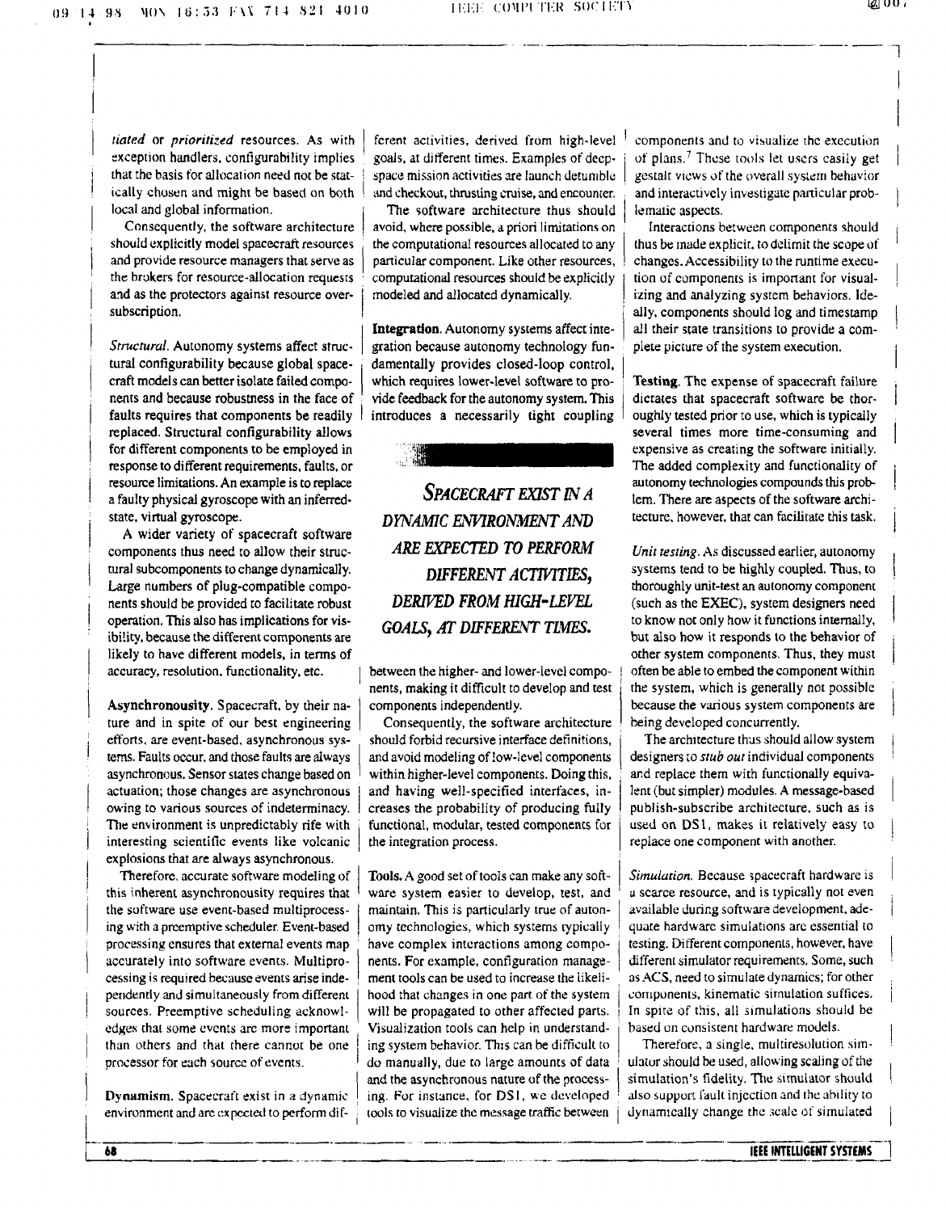*tiated* or *prioritized* resources. As with exception handlers, configurability implies that the basis for allocation need not be statically chosen and might be based on both local and global information.

Consequently, the software architecture should explicitly model spacecraft resources and provide resource managers that serve as the brokers for resource-allocation requests and as the protectors against resource oversubscription.

*Structural*. Autonomy systems affect structural configurability because global spacecraft models can better isolate failed components and because robustness in the face of faults requires that components be readily replaced. Structural configurability allows for different components to be employed in response to different requirements, faults, or resource limitations. An example is to replace a faulty physical gyroscope with an inferred-state, virtual gyroscope.

A wider variety of spacecraft software components thus need to allow their structural subcomponents to change dynamically. Large numbers of plug-compatible components should be provided to facilitate robust operation. This also has implications for visibility, because the different components are likely to have different models, in terms of accuracy, resolution, functionality, etc.

**Asynchronousity**. Spacecraft, by their nature and in spite of our best engineering efforts, are event-based, asynchronous systems. Faults occur, and those faults are always asynchronous. Sensor states change based on actuation; those changes are asynchronous owing to various sources of indeterminacy. The environment is unpredictably rife with interesting scientific events like volcanic explosions that are always asynchronous.

Therefore, accurate software modeling of this inherent asynchronousity requires that the software use event-based multiprocessing with a preemptive scheduler. Event-based processing ensures that external events map accurately into software events. Multiprocessing is required because events arise independently and simultaneously from different sources. Preemptive scheduling acknowledges that some events are more important than others and that there cannot be one processor for each source of events.

**Dynamism**. Spacecraft exist in a dynamic environment and are expected to perform different activities, derived from high-level goals, at different times. Examples of deep-space mission activities are launch detumble and checkout, thrusting cruise, and encounter.

The software architecture thus should avoid, where possible, a priori limitations on the computational resources allocated to any particular component. Like other resources, computational resources should be explicitly modeled and allocated dynamically.

**Integration**. Autonomy systems affect integration because autonomy technology fundamentally provides closed-loop control, which requires lower-level software to provide feedback for the autonomy system. This introduces a necessarily tight coupling between the higher- and lower-level components, making it difficult to develop and test components independently.

Consequently, the software architecture should forbid recursive interface definitions, and avoid modeling of low-level components within higher-level components. Doing this, and having well-specified interfaces, increases the probability of producing fully functional, modular, tested components for the integration process.

**Tools**. A good set of tools can make any software system easier to develop, test, and maintain. This is particularly true of autonomy technologies, which systems typically have complex interactions among components. For example, configuration management tools can be used to increase the likelihood that changes in one part of the system will be propagated to other affected parts. Visualization tools can help in understanding system behavior. This can be difficult to do manually, due to large amounts of data and the asynchronous nature of the processing. For instance, for DS1, we developed tools to visualize the message traffic between components and to visualize the execution of plans.[7] These tools let users easily get gestalt views of the overall system behavior and interactively investigate particular problematic aspects.

Interactions between components should thus be made explicit, to delimit the scope of changes. Accessibility to the runtime execution of components is important for visualizing and analyzing system behaviors. Ideally, components should log and timestamp all their state transitions to provide a complete picture of the system execution.

*SPACECRAFT EXIST IN A DYNAMIC ENVIRONMENT AND ARE EXPECTED TO PERFORM DIFFERENT ACTIVITIES, DERIVED FROM HIGH-LEVEL GOALS, AT DIFFERENT TIMES.*

**Testing**. The expense of spacecraft failure dictates that spacecraft software be thoroughly tested prior to use, which is typically several times more time-consuming and expensive as creating the software initially. The added complexity and functionality of autonomy technologies compounds this problem. There are aspects of the software architecture, however, that can facilitate this task.

*Unit testing*. As discussed earlier, autonomy systems tend to be highly coupled. Thus, to thoroughly unit-test an autonomy component (such as the EXEC), system designers need to know not only how it functions internally, but also how it responds to the behavior of other system components. Thus, they must often be able to embed the component within the system, which is generally not possible because the various system components are being developed concurrently.

The architecture thus should allow system designers to *stub out* individual components and replace them with functionally equivalent (but simpler) modules. A message-based publish-subscribe architecture, such as is used on DS1, makes it relatively easy to replace one component with another.

*Simulation*. Because spacecraft hardware is a scarce resource, and is typically not even available during software development, adequate hardware simulations are essential to testing. Different components, however, have different simulator requirements. Some, such as ACS, need to simulate dynamics; for other components, kinematic simulation suffices. In spite of this, all simulations should be based on consistent hardware models.

Therefore, a single, multiresolution simulator should be used, allowing scaling of the simulation's fidelity. The simulator should also support fault injection and the ability to dynamically change the scale of simulated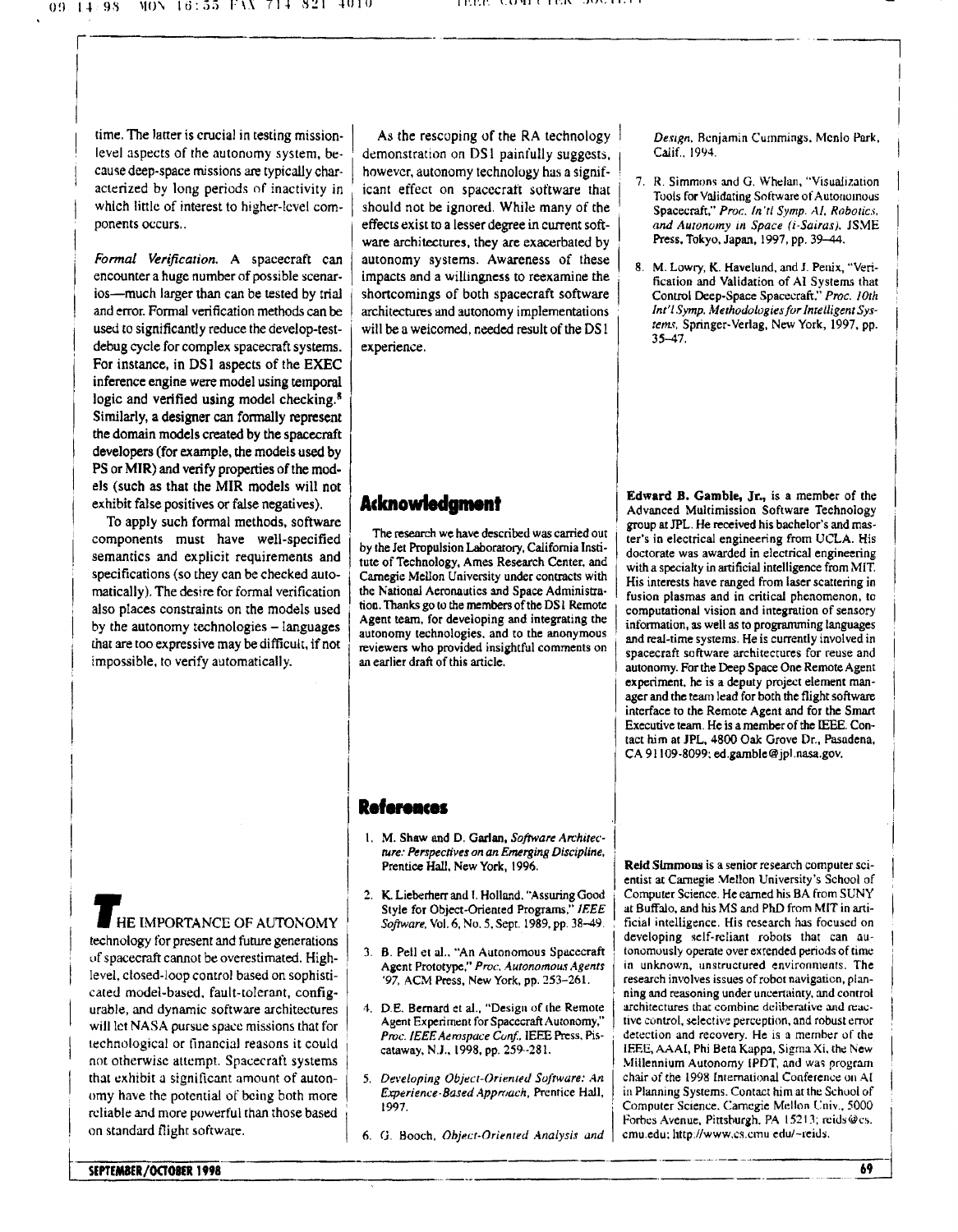time. The latter is crucial in testing mission-level aspects of the autonomy system, because deep-space missions are typically characterized by long periods of inactivity in which little of interest to higher-level components occurs..

*Formal Verification.* A spacecraft can encounter a huge number of possible scenarios—much larger than can be tested by trial and error. Formal verification methods can be used to significantly reduce the develop-test-debug cycle for complex spacecraft systems. For instance, in DS1 aspects of the EXEC inference engine were model using temporal logic and verified using model checking.[8] Similarly, a designer can formally represent the domain models created by the spacecraft developers (for example, the models used by PS or MIR) and verify properties of the models (such as that the MIR models will not exhibit false positives or false negatives).

To apply such formal methods, software components must have well-specified semantics and explicit requirements and specifications (so they can be checked automatically). The desire for formal verification also places constraints on the models used by the autonomy technologies – languages that are too expressive may be difficult, if not impossible, to verify automatically.

The importance of autonomy technology for present and future generations of spacecraft cannot be overestimated. High-level, closed-loop control based on sophisticated model-based, fault-tolerant, configurable, and dynamic software architectures will let NASA pursue space missions that for technological or financial reasons it could not otherwise attempt. Spacecraft systems that exhibit a significant amount of autonomy have the potential of being both more reliable and more powerful than those based on standard flight software.

As the rescoping of the RA technology demonstration on DS1 painfully suggests, however, autonomy technology has a significant effect on spacecraft software that should not be ignored. While many of the effects exist to a lesser degree in current software architectures, they are exacerbated by autonomy systems. Awareness of these impacts and a willingness to reexamine the shortcomings of both spacecraft software architectures and autonomy implementations will be a welcomed, needed result of the DS1 experience.

## Acknowledgment

The research we have described was carried out by the Jet Propulsion Laboratory, California Institute of Technology, Ames Research Center, and Carnegie Mellon University under contracts with the National Aeronautics and Space Administration. Thanks go to the members of the DS1 Remote Agent team, for developing and integrating the autonomy technologies, and to the anonymous reviewers who provided insightful comments on an earlier draft of this article.

## References

1. M. Shaw and D. Garlan, *Software Architecture: Perspectives on an Emerging Discipline*, Prentice Hall, New York, 1996.
2. K. Lieberherr and I. Holland, "Assuring Good Style for Object-Oriented Programs," *IEEE Software*, Vol. 6, No. 5, Sept. 1989, pp. 38–49.
3. B. Pell et al., "An Autonomous Spacecraft Agent Prototype," *Proc. Autonomous Agents '97*, ACM Press, New York, pp. 253–261.
4. D.E. Bernard et al., "Design of the Remote Agent Experiment for Spacecraft Autonomy," *Proc. IEEE Aerospace Conf.*, IEEE Press, Piscataway, N.J., 1998, pp. 259–281.
5. *Developing Object-Oriented Software: An Experience-Based Approach*, Prentice Hall, 1997.
6. G. Booch, *Object-Oriented Analysis and Design*, Benjamin Cummings, Menlo Park, Calif., 1994.
7. R. Simmons and G. Whelan, "Visualization Tools for Validating Software of Autonomous Spacecraft," *Proc. In'tl Symp. AI, Robotics, and Autonomy in Space (i-Sairas)*, JSME Press, Tokyo, Japan, 1997, pp. 39–44.
8. M. Lowry, K. Havelund, and J. Penix, "Verification and Validation of AI Systems that Control Deep-Space Spacecraft," *Proc. 10th Int'l Symp. Methodologies for Intelligent Systems*, Springer-Verlag, New York, 1997, pp. 35–47.

**Edward B. Gamble, Jr.,** is a member of the Advanced Multimission Software Technology group at JPL. He received his bachelor's and master's in electrical engineering from UCLA. His doctorate was awarded in electrical engineering with a specialty in artificial intelligence from MIT. His interests have ranged from laser scattering in fusion plasmas and in critical phenomenon, to computational vision and integration of sensory information, as well as to programming languages and real-time systems. He is currently involved in spacecraft software architectures for reuse and autonomy. For the Deep Space One Remote Agent experiment, he is a deputy project element manager and the team lead for both the flight software interface to the Remote Agent and for the Smart Executive team. He is a member of the IEEE. Contact him at JPL, 4800 Oak Grove Dr., Pasadena, CA 91109-8099; ed.gamble@jpl.nasa.gov.

**Reid Simmons** is a senior research computer scientist at Carnegie Mellon University's School of Computer Science. He earned his BA from SUNY at Buffalo, and his MS and PhD from MIT in artificial intelligence. His research has focused on developing self-reliant robots that can autonomously operate over extended periods of time in unknown, unstructured environments. The research involves issues of robot navigation, planning and reasoning under uncertainty, and control architectures that combine deliberative and reactive control, selective perception, and robust error detection and recovery. He is a member of the IEEE, AAAI, Phi Beta Kappa, Sigma Xi, the New Millennium Autonomy IPDT, and was program chair of the 1998 International Conference on AI in Planning Systems. Contact him at the School of Computer Science, Carnegie Mellon Univ., 5000 Forbes Avenue, Pittsburgh, PA 15213; reids@cs.cmu.edu; http://www.cs.cmu.edu/~reids.